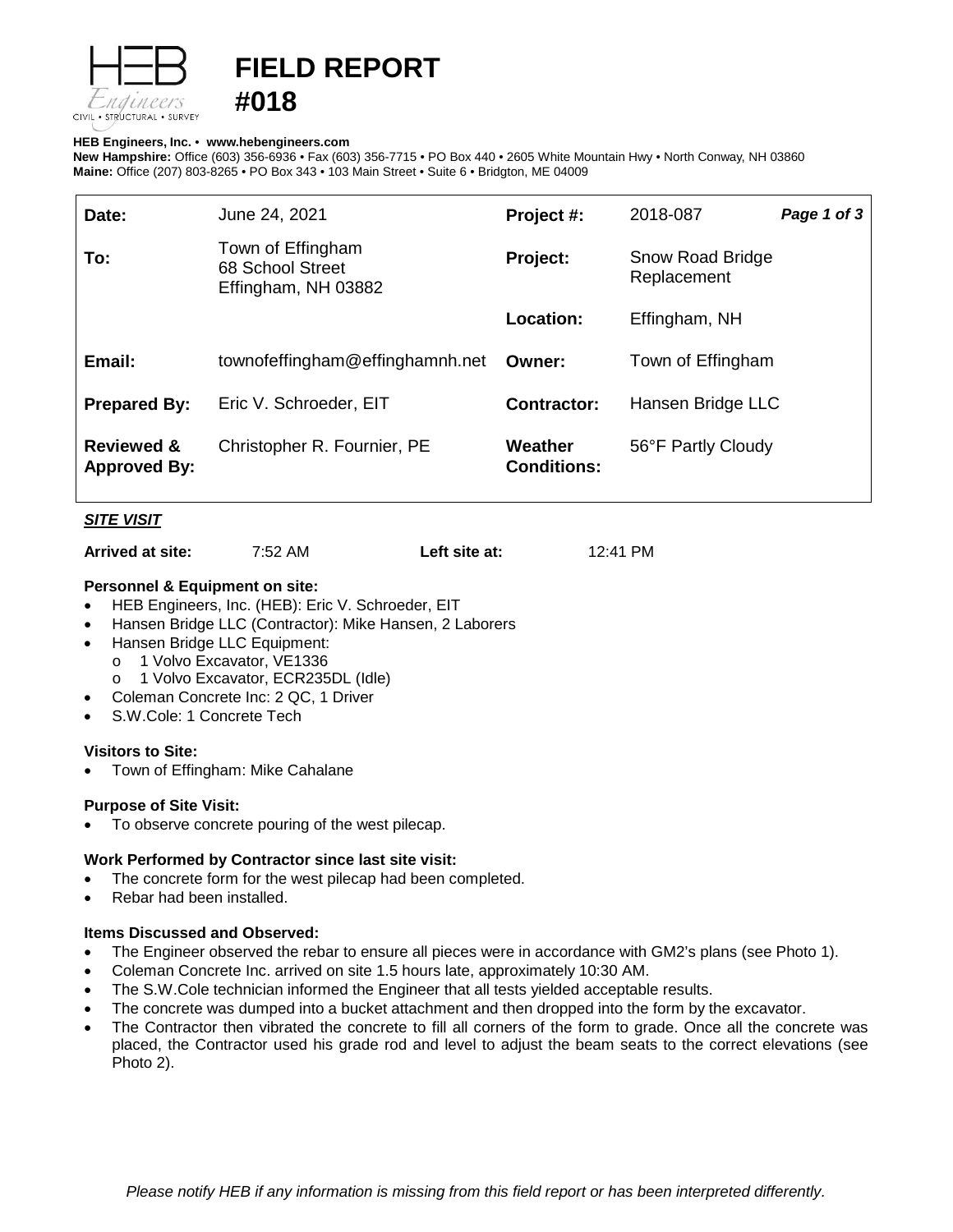# FIELD REPORT #018

**HEB Engineers, Inc.** • **www.hebengineers.com**
**New Hampshire:** Office (603) 356-6936 • Fax (603) 356-7715 • PO Box 440 • 2605 White Mountain Hwy • North Conway, NH 03860
**Maine:** Office (207) 803-8265 • PO Box 343 • 103 Main Street • Suite 6 • Bridgton, ME 04009

| | | | |
|---|---|---|---|
| **Date:** | June 24, 2021 | **Project #:** | 2018-087 ***Page 1 of 3*** |
| **To:** | Town of Effingham<br>68 School Street<br>Effingham, NH 03882 | **Project:** | Snow Road Bridge Replacement |
| | | **Location:** | Effingham, NH |
| **Email:** | townofeffingham@effinghamnh.net | **Owner:** | Town of Effingham |
| **Prepared By:** | Eric V. Schroeder, EIT | **Contractor:** | Hansen Bridge LLC |
| **Reviewed & Approved By:** | Christopher R. Fournier, PE | **Weather Conditions:** | 56°F Partly Cloudy |

## ***SITE VISIT***

**Arrived at site:** 7:52 AM **Left site at:** 12:41 PM

### Personnel & Equipment on site:

- HEB Engineers, Inc. (HEB): Eric V. Schroeder, EIT
- Hansen Bridge LLC (Contractor): Mike Hansen, 2 Laborers
- Hansen Bridge LLC Equipment:
  - 1 Volvo Excavator, VE1336
  - 1 Volvo Excavator, ECR235DL (Idle)
- Coleman Concrete Inc: 2 QC, 1 Driver
- S.W.Cole: 1 Concrete Tech

### Visitors to Site:

- Town of Effingham: Mike Cahalane

### Purpose of Site Visit:

- To observe concrete pouring of the west pilecap.

### Work Performed by Contractor since last site visit:

- The concrete form for the west pilecap had been completed.
- Rebar had been installed.

### Items Discussed and Observed:

- The Engineer observed the rebar to ensure all pieces were in accordance with GM2's plans (see Photo 1).
- Coleman Concrete Inc. arrived on site 1.5 hours late, approximately 10:30 AM.
- The S.W.Cole technician informed the Engineer that all tests yielded acceptable results.
- The concrete was dumped into a bucket attachment and then dropped into the form by the excavator.
- The Contractor then vibrated the concrete to fill all corners of the form to grade. Once all the concrete was placed, the Contractor used his grade rod and level to adjust the beam seats to the correct elevations (see Photo 2).

*Please notify HEB if any information is missing from this field report or has been interpreted differently.*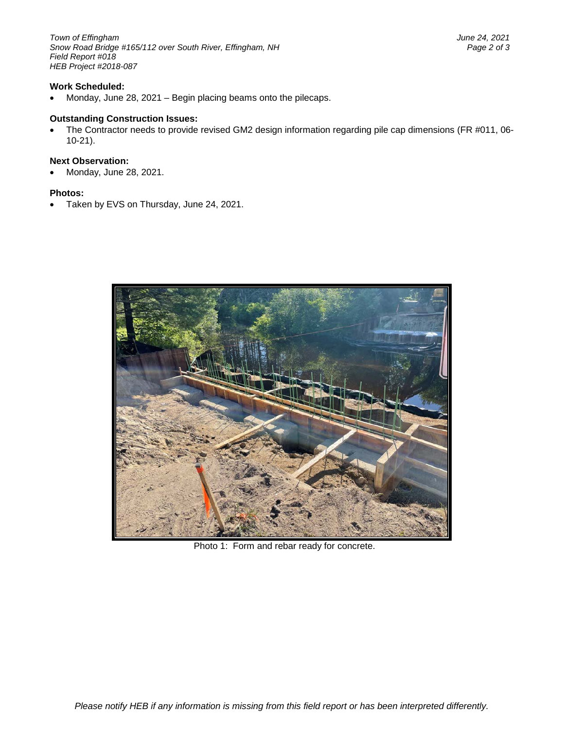**Work Scheduled:**

- Monday, June 28, 2021 – Begin placing beams onto the pilecaps.

**Outstanding Construction Issues:**

- The Contractor needs to provide revised GM2 design information regarding pile cap dimensions (FR #011, 06-10-21).

**Next Observation:**

- Monday, June 28, 2021.

**Photos:**

- Taken by EVS on Thursday, June 24, 2021.

Photo 1: Form and rebar ready for concrete.

*Please notify HEB if any information is missing from this field report or has been interpreted differently.*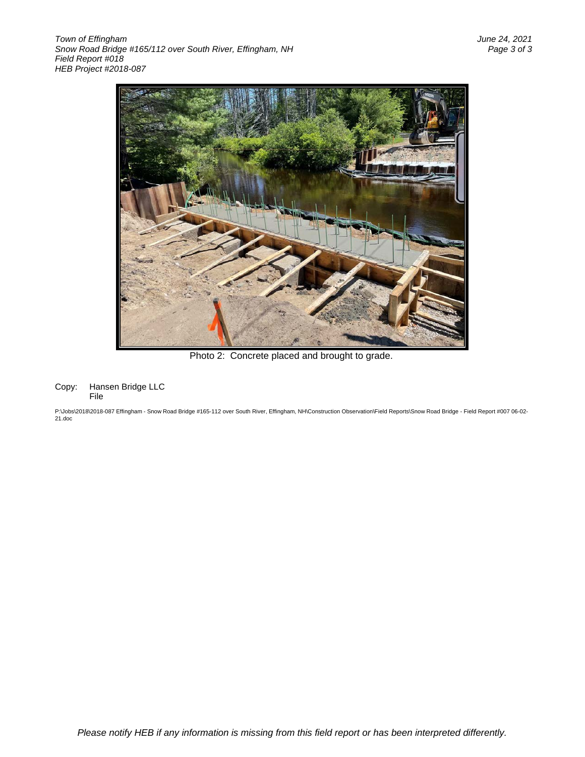Photo 2: Concrete placed and brought to grade.

Copy: Hansen Bridge LLC
File

P:\Jobs\2018\2018-087 Effingham - Snow Road Bridge #165-112 over South River, Effingham, NH\Construction Observation\Field Reports\Snow Road Bridge - Field Report #007 06-02-21.doc

*Please notify HEB if any information is missing from this field report or has been interpreted differently.*